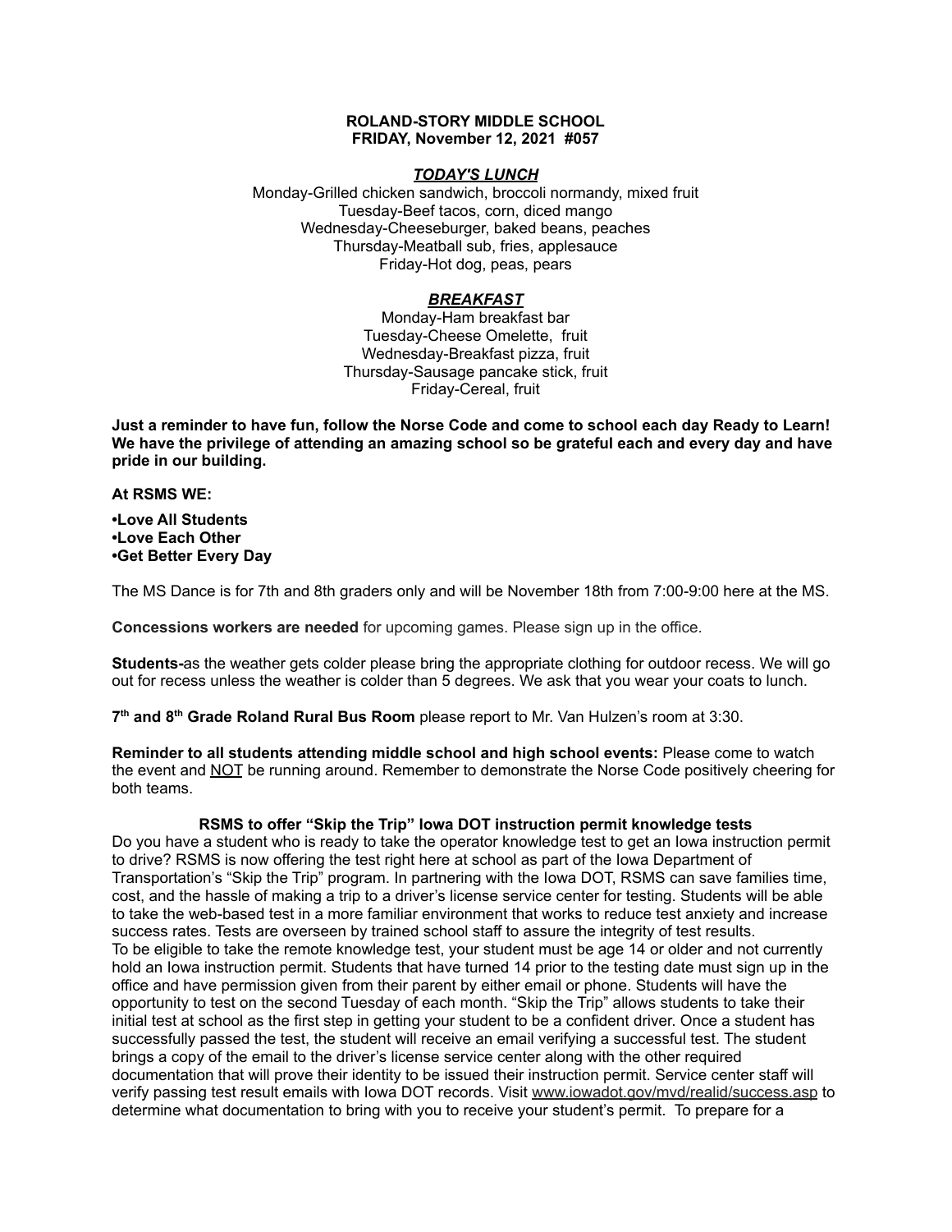**ROLAND-STORY MIDDLE SCHOOL**
**FRIDAY, November 12, 2021 #057**

***TODAY'S LUNCH***

Monday-Grilled chicken sandwich, broccoli normandy, mixed fruit
Tuesday-Beef tacos, corn, diced mango
Wednesday-Cheeseburger, baked beans, peaches
Thursday-Meatball sub, fries, applesauce
Friday-Hot dog, peas, pears

***BREAKFAST***

Monday-Ham breakfast bar
Tuesday-Cheese Omelette, fruit
Wednesday-Breakfast pizza, fruit
Thursday-Sausage pancake stick, fruit
Friday-Cereal, fruit

**Just a reminder to have fun, follow the Norse Code and come to school each day Ready to Learn! We have the privilege of attending an amazing school so be grateful each and every day and have pride in our building.**

**At RSMS WE:**

**•Love All Students**
**•Love Each Other**
**•Get Better Every Day**

The MS Dance is for 7th and 8th graders only and will be November 18th from 7:00-9:00 here at the MS.

**Concessions workers are needed** for upcoming games. Please sign up in the office.

**Students-**as the weather gets colder please bring the appropriate clothing for outdoor recess. We will go out for recess unless the weather is colder than 5 degrees. We ask that you wear your coats to lunch.

**7th and 8th Grade Roland Rural Bus Room** please report to Mr. Van Hulzen's room at 3:30.

**Reminder to all students attending middle school and high school events:** Please come to watch the event and NOT be running around. Remember to demonstrate the Norse Code positively cheering for both teams.

**RSMS to offer "Skip the Trip" Iowa DOT instruction permit knowledge tests**

Do you have a student who is ready to take the operator knowledge test to get an Iowa instruction permit to drive? RSMS is now offering the test right here at school as part of the Iowa Department of Transportation's "Skip the Trip" program. In partnering with the Iowa DOT, RSMS can save families time, cost, and the hassle of making a trip to a driver's license service center for testing. Students will be able to take the web-based test in a more familiar environment that works to reduce test anxiety and increase success rates. Tests are overseen by trained school staff to assure the integrity of test results.
To be eligible to take the remote knowledge test, your student must be age 14 or older and not currently hold an Iowa instruction permit. Students that have turned 14 prior to the testing date must sign up in the office and have permission given from their parent by either email or phone. Students will have the opportunity to test on the second Tuesday of each month. "Skip the Trip" allows students to take their initial test at school as the first step in getting your student to be a confident driver. Once a student has successfully passed the test, the student will receive an email verifying a successful test. The student brings a copy of the email to the driver's license service center along with the other required documentation that will prove their identity to be issued their instruction permit. Service center staff will verify passing test result emails with Iowa DOT records. Visit www.iowadot.gov/mvd/realid/success.asp to determine what documentation to bring with you to receive your student's permit. To prepare for a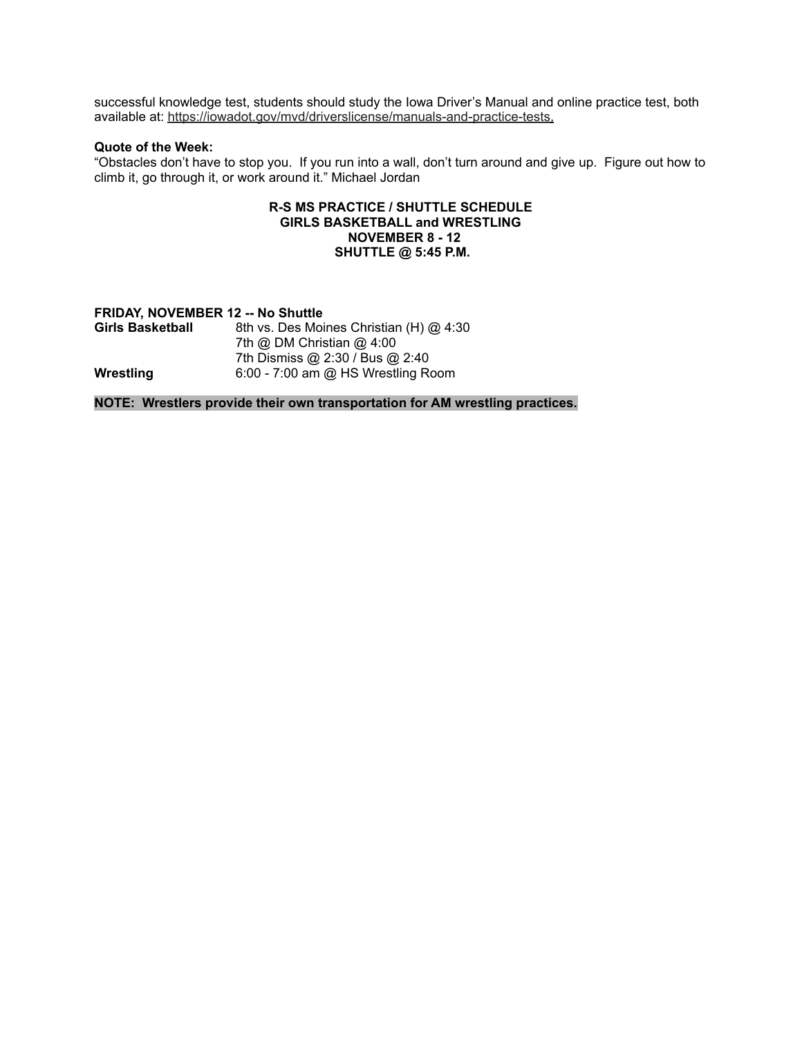successful knowledge test, students should study the Iowa Driver's Manual and online practice test, both available at: https://iowadot.gov/mvd/driverslicense/manuals-and-practice-tests.

**Quote of the Week:**
"Obstacles don't have to stop you. If you run into a wall, don't turn around and give up. Figure out how to climb it, go through it, or work around it." Michael Jordan

**R-S MS PRACTICE / SHUTTLE SCHEDULE**
**GIRLS BASKETBALL and WRESTLING**
**NOVEMBER 8 - 12**
**SHUTTLE @ 5:45 P.M.**

**FRIDAY, NOVEMBER 12 -- No Shuttle**

| | |
|---|---|
| **Girls Basketball** | 8th vs. Des Moines Christian (H) @ 4:30 |
| | 7th @ DM Christian @ 4:00 |
| | 7th Dismiss @ 2:30 / Bus @ 2:40 |
| **Wrestling** | 6:00 - 7:00 am @ HS Wrestling Room |

**NOTE: Wrestlers provide their own transportation for AM wrestling practices.**